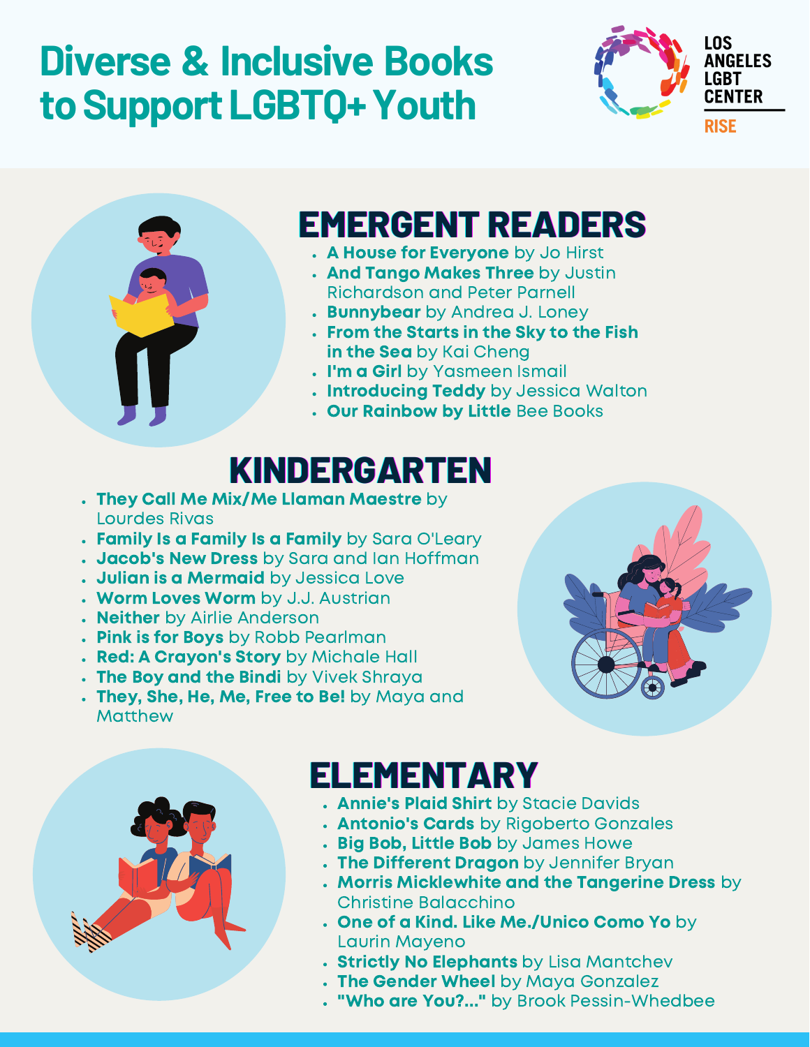# Diverse & Inclusive Books to Support LGBTQ+ Youth

LOS ANGELES LGBT CENTER

RISE

## EMERGENT READERS

- **A House for Everyone** by Jo Hirst
- **And Tango Makes Three** by Justin Richardson and Peter Parnell
- **Bunnybear** by Andrea J. Loney
- **From the Starts in the Sky to the Fish in the Sea** by Kai Cheng
- **I'm a Girl** by Yasmeen Ismail
- **Introducing Teddy** by Jessica Walton
- **Our Rainbow by Little** Bee Books

## KINDERGARTEN

- **They Call Me Mix/Me Llaman Maestre** by Lourdes Rivas
- **Family Is a Family Is a Family** by Sara O'Leary
- **Jacob's New Dress** by Sara and Ian Hoffman
- **Julian is a Mermaid** by Jessica Love
- **Worm Loves Worm** by J.J. Austrian
- **Neither** by Airlie Anderson
- **Pink is for Boys** by Robb Pearlman
- **Red: A Crayon's Story** by Michale Hall
- **The Boy and the Bindi** by Vivek Shraya
- **They, She, He, Me, Free to Be!** by Maya and Matthew

## ELEMENTARY

- **Annie's Plaid Shirt** by Stacie Davids
- **Antonio's Cards** by Rigoberto Gonzales
- **Big Bob, Little Bob** by James Howe
- **The Different Dragon** by Jennifer Bryan
- **Morris Micklewhite and the Tangerine Dress** by Christine Balacchino
- **One of a Kind. Like Me./Unico Como Yo** by Laurin Mayeno
- **Strictly No Elephants** by Lisa Mantchev
- **The Gender Wheel** by Maya Gonzalez
- **"Who are You?..."** by Brook Pessin-Whedbee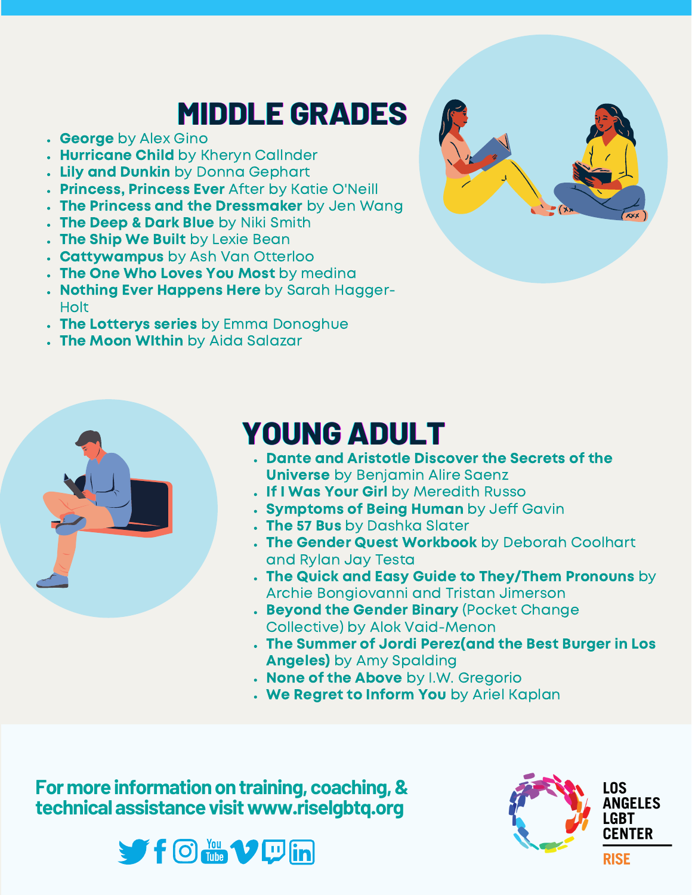## MIDDLE GRADES

- **George** by Alex Gino
- **Hurricane Child** by Kheryn Callnder
- **Lily and Dunkin** by Donna Gephart
- **Princess, Princess Ever** After by Katie O'Neill
- **The Princess and the Dressmaker** by Jen Wang
- **The Deep & Dark Blue** by Niki Smith
- **The Ship We Built** by Lexie Bean
- **Cattywampus** by Ash Van Otterloo
- **The One Who Loves You Most** by medina
- **Nothing Ever Happens Here** by Sarah Hagger-Holt
- **The Lotterys series** by Emma Donoghue
- **The Moon WIthin** by Aida Salazar

## YOUNG ADULT

- **Dante and Aristotle Discover the Secrets of the Universe** by Benjamin Alire Saenz
- **If I Was Your Girl** by Meredith Russo
- **Symptoms of Being Human** by Jeff Gavin
- **The 57 Bus** by Dashka Slater
- **The Gender Quest Workbook** by Deborah Coolhart and Rylan Jay Testa
- **The Quick and Easy Guide to They/Them Pronouns** by Archie Bongiovanni and Tristan Jimerson
- **Beyond the Gender Binary** (Pocket Change Collective) by Alok Vaid-Menon
- **The Summer of Jordi Perez(and the Best Burger in Los Angeles)** by Amy Spalding
- **None of the Above** by I.W. Gregorio
- **We Regret to Inform You** by Ariel Kaplan

**For more information on training, coaching, & technical assistance visit www.riselgbtq.org**

LOS ANGELES LGBT CENTER

RISE